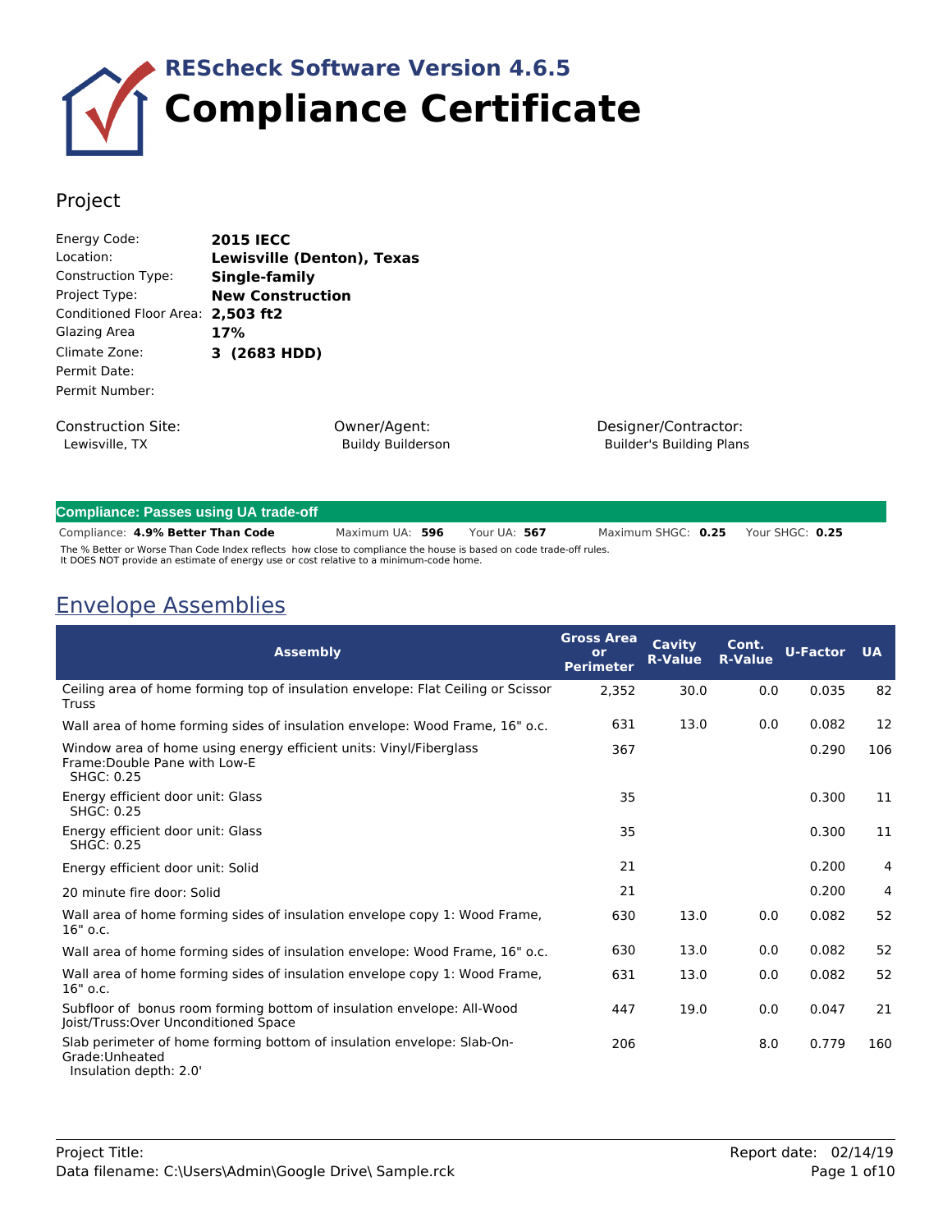# REScheck Software Version 4.6.5

# Compliance Certificate

## Project

| | |
|---|---|
| Energy Code: | **2015 IECC** |
| Location: | **Lewisville (Denton), Texas** |
| Construction Type: | **Single-family** |
| Project Type: | **New Construction** |
| Conditioned Floor Area: | **2,503 ft2** |
| Glazing Area | **17%** |
| Climate Zone: | **3 (2683 HDD)** |
| Permit Date: | |
| Permit Number: | |

| Construction Site: | Owner/Agent: | Designer/Contractor: |
|---|---|---|
| Lewisville, TX | Buildy Builderson | Builder's Building Plans |

**Compliance: Passes using UA trade-off**

Compliance: **4.9% Better Than Code** Maximum UA: **596** Your UA: **567** Maximum SHGC: **0.25** Your SHGC: **0.25**

The % Better or Worse Than Code Index reflects how close to compliance the house is based on code trade-off rules.
It DOES NOT provide an estimate of energy use or cost relative to a minimum-code home.

## Envelope Assemblies

| Assembly | Gross Area or Perimeter | Cavity R-Value | Cont. R-Value | U-Factor | UA |
|---|---|---|---|---|---|
| Ceiling area of home forming top of insulation envelope: Flat Ceiling or Scissor Truss | 2,352 | 30.0 | 0.0 | 0.035 | 82 |
| Wall area of home forming sides of insulation envelope: Wood Frame, 16" o.c. | 631 | 13.0 | 0.0 | 0.082 | 12 |
| Window area of home using energy efficient units: Vinyl/Fiberglass Frame:Double Pane with Low-E SHGC: 0.25 | 367 | | | 0.290 | 106 |
| Energy efficient door unit: Glass SHGC: 0.25 | 35 | | | 0.300 | 11 |
| Energy efficient door unit: Glass SHGC: 0.25 | 35 | | | 0.300 | 11 |
| Energy efficient door unit: Solid | 21 | | | 0.200 | 4 |
| 20 minute fire door: Solid | 21 | | | 0.200 | 4 |
| Wall area of home forming sides of insulation envelope copy 1: Wood Frame, 16" o.c. | 630 | 13.0 | 0.0 | 0.082 | 52 |
| Wall area of home forming sides of insulation envelope: Wood Frame, 16" o.c. | 630 | 13.0 | 0.0 | 0.082 | 52 |
| Wall area of home forming sides of insulation envelope copy 1: Wood Frame, 16" o.c. | 631 | 13.0 | 0.0 | 0.082 | 52 |
| Subfloor of bonus room forming bottom of insulation envelope: All-Wood Joist/Truss:Over Unconditioned Space | 447 | 19.0 | 0.0 | 0.047 | 21 |
| Slab perimeter of home forming bottom of insulation envelope: Slab-On-Grade:Unheated Insulation depth: 2.0' | 206 | | 8.0 | 0.779 | 160 |

Project Title:
Data filename: C:\Users\Admin\Google Drive\ Sample.rck

Report date: 02/14/19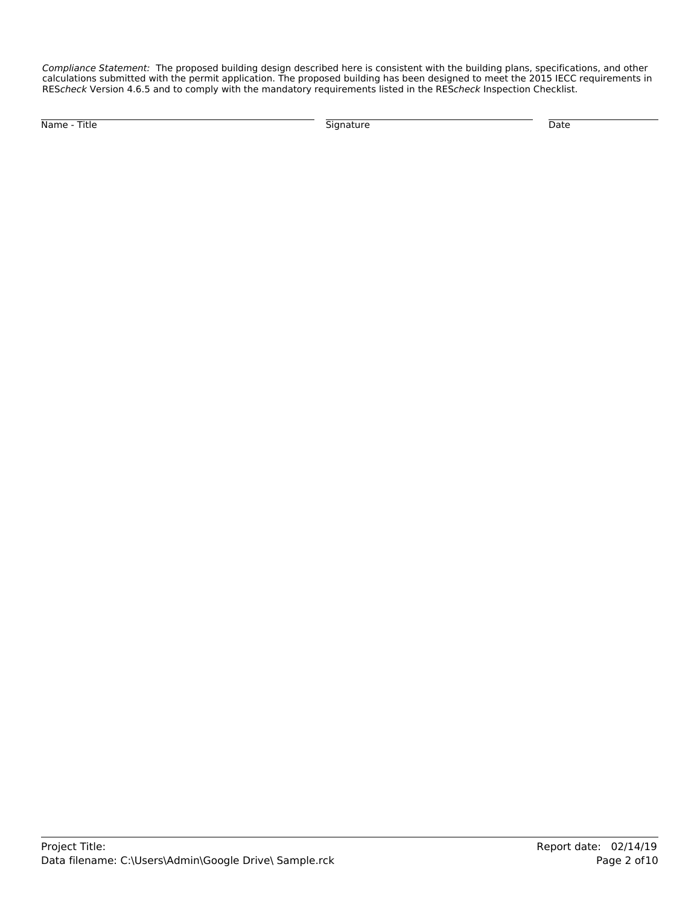*Compliance Statement:* The proposed building design described here is consistent with the building plans, specifications, and other calculations submitted with the permit application. The proposed building has been designed to meet the 2015 IECC requirements in RES*check* Version 4.6.5 and to comply with the mandatory requirements listed in the RES*check* Inspection Checklist.

| Name - Title | Signature | Date |
|---|---|---|
| | | |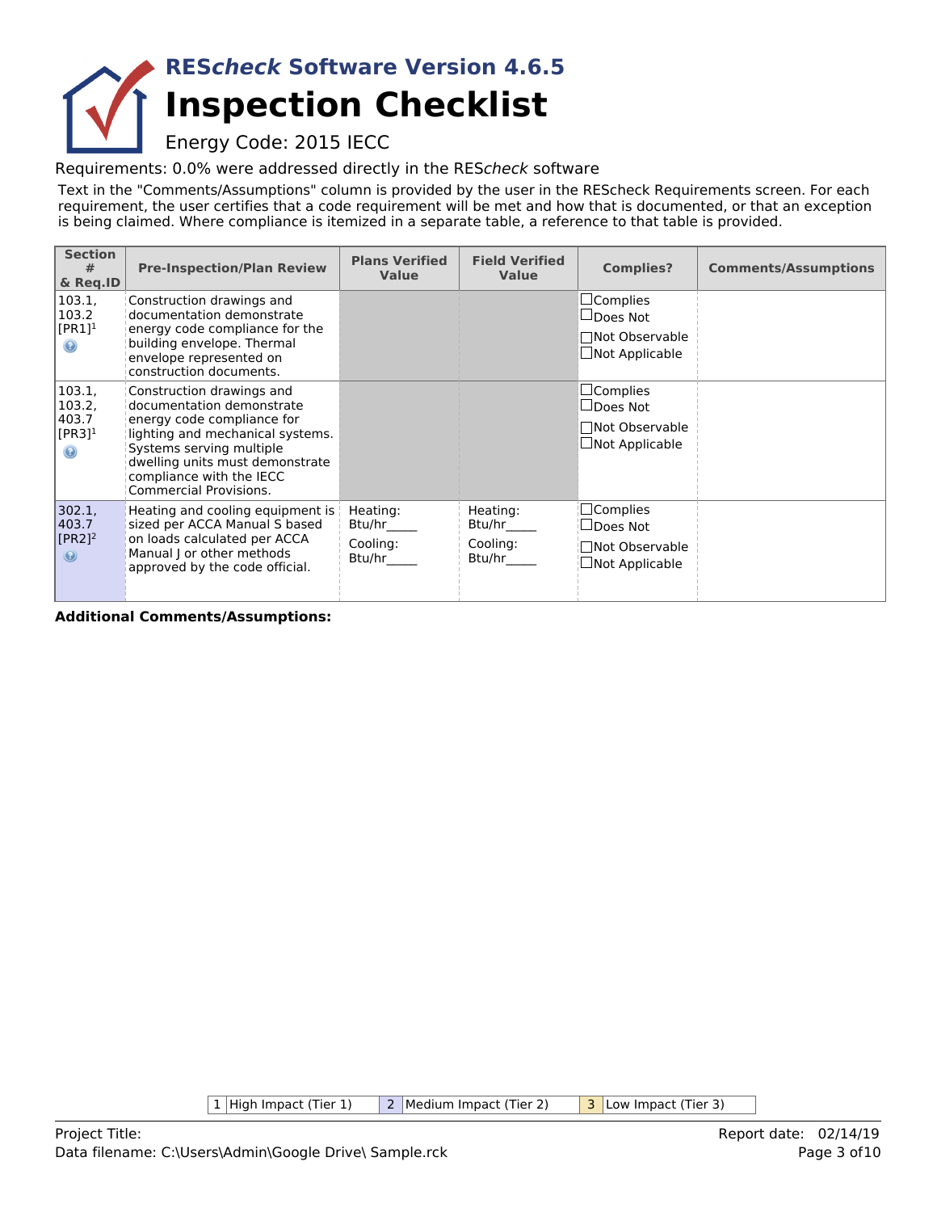# REScheck Software Version 4.6.5

# Inspection Checklist

Energy Code: 2015 IECC

Requirements: 0.0% were addressed directly in the REScheck software

Text in the "Comments/Assumptions" column is provided by the user in the REScheck Requirements screen. For each requirement, the user certifies that a code requirement will be met and how that is documented, or that an exception is being claimed. Where compliance is itemized in a separate table, a reference to that table is provided.

| Section # & Req.ID | Pre-Inspection/Plan Review | Plans Verified Value | Field Verified Value | Complies? | Comments/Assumptions |
|---|---|---|---|---|---|
| 103.1, 103.2 [PR1][1] | Construction drawings and documentation demonstrate energy code compliance for the building envelope. Thermal envelope represented on construction documents. | | | ☐Complies ☐Does Not ☐Not Observable ☐Not Applicable | |
| 103.1, 103.2, 403.7 [PR3][1] | Construction drawings and documentation demonstrate energy code compliance for lighting and mechanical systems. Systems serving multiple dwelling units must demonstrate compliance with the IECC Commercial Provisions. | | | ☐Complies ☐Does Not ☐Not Observable ☐Not Applicable | |
| 302.1, 403.7 [PR2][2] | Heating and cooling equipment is sized per ACCA Manual S based on loads calculated per ACCA Manual J or other methods approved by the code official. | Heating: Btu/hr_____ Cooling: Btu/hr_____ | Heating: Btu/hr_____ Cooling: Btu/hr_____ | ☐Complies ☐Does Not ☐Not Observable ☐Not Applicable | |

**Additional Comments/Assumptions:**

| 1 | High Impact (Tier 1) | 2 | Medium Impact (Tier 2) | 3 | Low Impact (Tier 3) |
|---|---|---|---|---|---|

Project Title:
Data filename: C:\Users\Admin\Google Drive\ Sample.rck

Report date: 02/14/19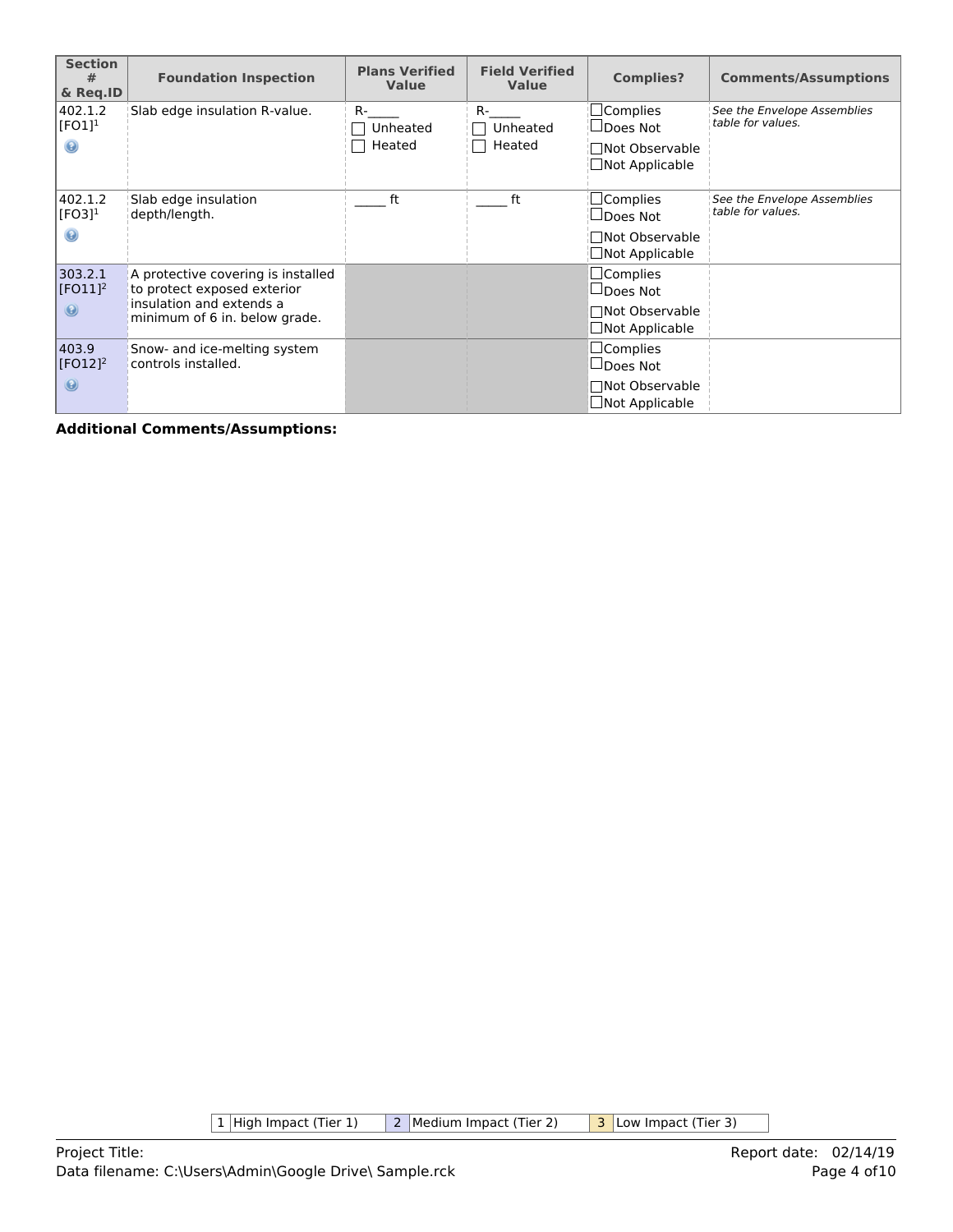| Section # & Req.ID | Foundation Inspection | Plans Verified Value | Field Verified Value | Complies? | Comments/Assumptions |
|---|---|---|---|---|---|
| 402.1.2 [FO1][1] | Slab edge insulation R-value. | R-_____ ☐ Unheated ☐ Heated | R-_____ ☐ Unheated ☐ Heated | ☐Complies ☐Does Not ☐Not Observable ☐Not Applicable | *See the Envelope Assemblies table for values.* |
| 402.1.2 [FO3][1] | Slab edge insulation depth/length. | _____ ft | _____ ft | ☐Complies ☐Does Not ☐Not Observable ☐Not Applicable | *See the Envelope Assemblies table for values.* |
| 303.2.1 [FO11][2] | A protective covering is installed to protect exposed exterior insulation and extends a minimum of 6 in. below grade. | | | ☐Complies ☐Does Not ☐Not Observable ☐Not Applicable | |
| 403.9 [FO12][2] | Snow- and ice-melting system controls installed. | | | ☐Complies ☐Does Not ☐Not Observable ☐Not Applicable | |

**Additional Comments/Assumptions:**

| 1 | High Impact (Tier 1) | 2 | Medium Impact (Tier 2) | 3 | Low Impact (Tier 3) |
|---|---|---|---|---|---|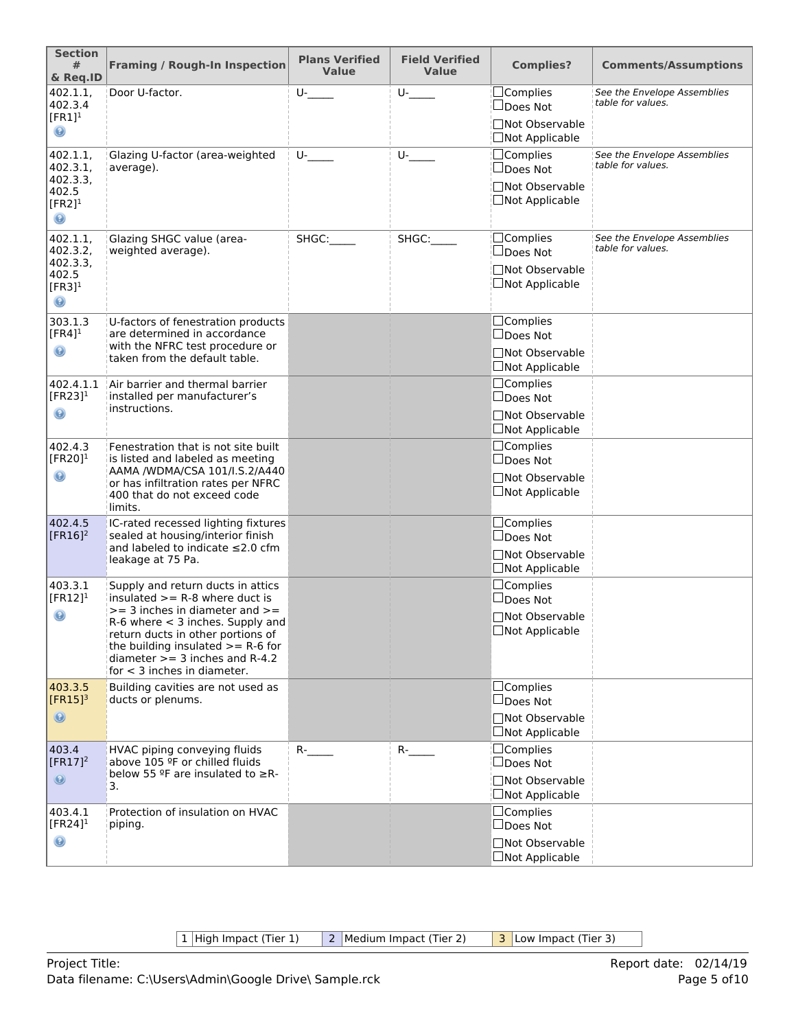| Section # & Req.ID | Framing / Rough-In Inspection | Plans Verified Value | Field Verified Value | Complies? | Comments/Assumptions |
|---|---|---|---|---|---|
| 402.1.1, 402.3.4 [FR1][1] | Door U-factor. | U-_____ | U-_____ | ☐Complies ☐Does Not ☐Not Observable ☐Not Applicable | *See the Envelope Assemblies table for values.* |
| 402.1.1, 402.3.1, 402.3.3, 402.5 [FR2][1] | Glazing U-factor (area-weighted average). | U-_____ | U-_____ | ☐Complies ☐Does Not ☐Not Observable ☐Not Applicable | *See the Envelope Assemblies table for values.* |
| 402.1.1, 402.3.2, 402.3.3, 402.5 [FR3][1] | Glazing SHGC value (area-weighted average). | SHGC:_____ | SHGC:_____ | ☐Complies ☐Does Not ☐Not Observable ☐Not Applicable | *See the Envelope Assemblies table for values.* |
| 303.1.3 [FR4][1] | U-factors of fenestration products are determined in accordance with the NFRC test procedure or taken from the default table. | | | ☐Complies ☐Does Not ☐Not Observable ☐Not Applicable | |
| 402.4.1.1 [FR23][1] | Air barrier and thermal barrier installed per manufacturer's instructions. | | | ☐Complies ☐Does Not ☐Not Observable ☐Not Applicable | |
| 402.4.3 [FR20][1] | Fenestration that is not site built is listed and labeled as meeting AAMA /WDMA/CSA 101/I.S.2/A440 or has infiltration rates per NFRC 400 that do not exceed code limits. | | | ☐Complies ☐Does Not ☐Not Observable ☐Not Applicable | |
| 402.4.5 [FR16][2] | IC-rated recessed lighting fixtures sealed at housing/interior finish and labeled to indicate ≤2.0 cfm leakage at 75 Pa. | | | ☐Complies ☐Does Not ☐Not Observable ☐Not Applicable | |
| 403.3.1 [FR12][1] | Supply and return ducts in attics insulated >= R-8 where duct is >= 3 inches in diameter and >= R-6 where < 3 inches. Supply and return ducts in other portions of the building insulated >= R-6 for diameter >= 3 inches and R-4.2 for < 3 inches in diameter. | | | ☐Complies ☐Does Not ☐Not Observable ☐Not Applicable | |
| 403.3.5 [FR15][3] | Building cavities are not used as ducts or plenums. | | | ☐Complies ☐Does Not ☐Not Observable ☐Not Applicable | |
| 403.4 [FR17][2] | HVAC piping conveying fluids above 105 ºF or chilled fluids below 55 ºF are insulated to ≥R-3. | R-_____ | R-_____ | ☐Complies ☐Does Not ☐Not Observable ☐Not Applicable | |
| 403.4.1 [FR24][1] | Protection of insulation on HVAC piping. | | | ☐Complies ☐Does Not ☐Not Observable ☐Not Applicable | |

| 1 | High Impact (Tier 1) | 2 | Medium Impact (Tier 2) | 3 | Low Impact (Tier 3) |
|---|---|---|---|---|---|

Project Title:
Data filename: C:\Users\Admin\Google Drive\ Sample.rck

Report date: 02/14/19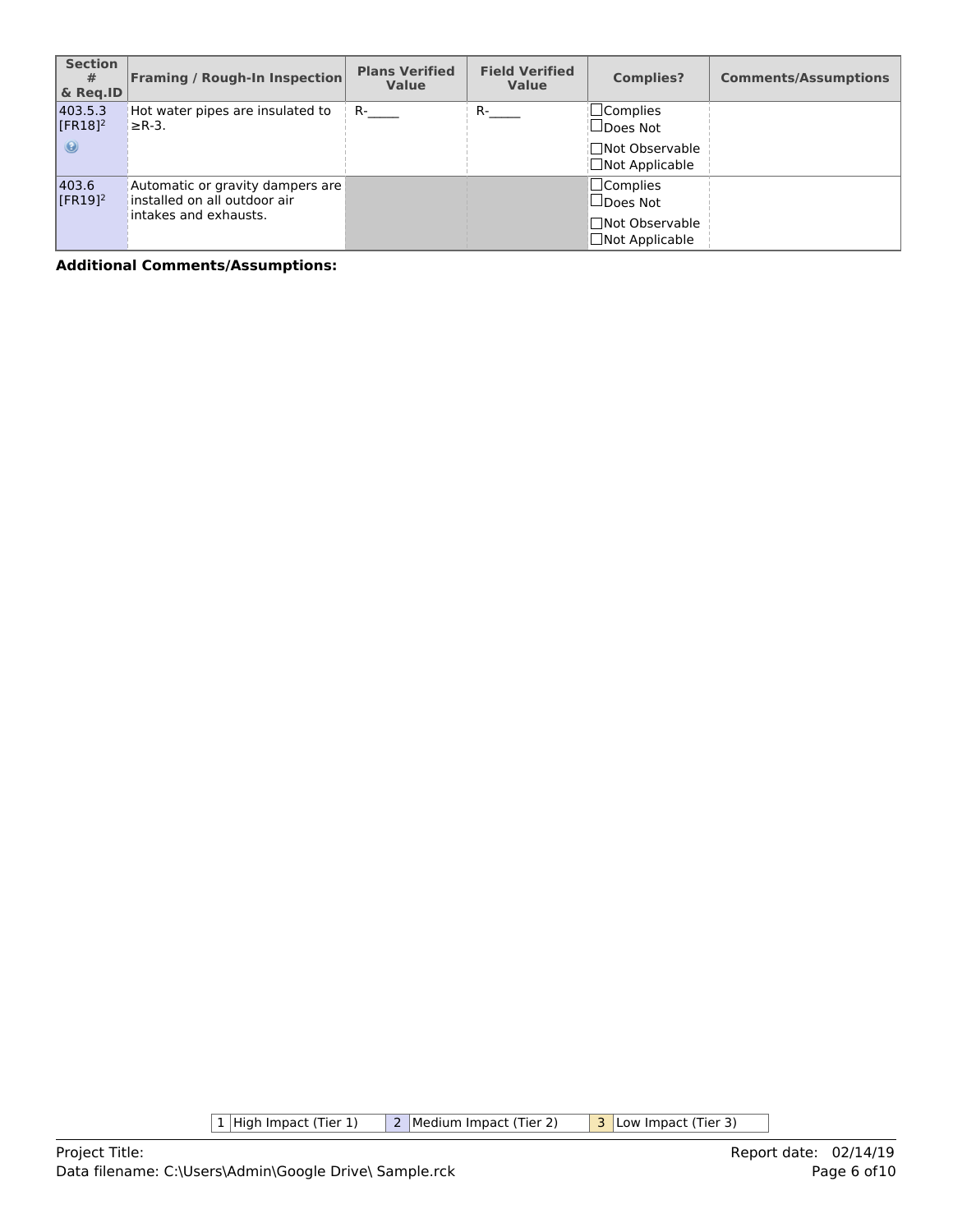| Section # & Req.ID | Framing / Rough-In Inspection | Plans Verified Value | Field Verified Value | Complies? | Comments/Assumptions |
|---|---|---|---|---|---|
| 403.5.3 [FR18][2] | Hot water pipes are insulated to ≥R-3. | R-_____ | R-_____ | ☐Complies ☐Does Not ☐Not Observable ☐Not Applicable | |
| 403.6 [FR19][2] | Automatic or gravity dampers are installed on all outdoor air intakes and exhausts. | | | ☐Complies ☐Does Not ☐Not Observable ☐Not Applicable | |

**Additional Comments/Assumptions:**

| 1 | High Impact (Tier 1) | 2 | Medium Impact (Tier 2) | 3 | Low Impact (Tier 3) |
|---|---|---|---|---|---|

Project Title:
Data filename: C:\Users\Admin\Google Drive\ Sample.rck

Report date: 02/14/19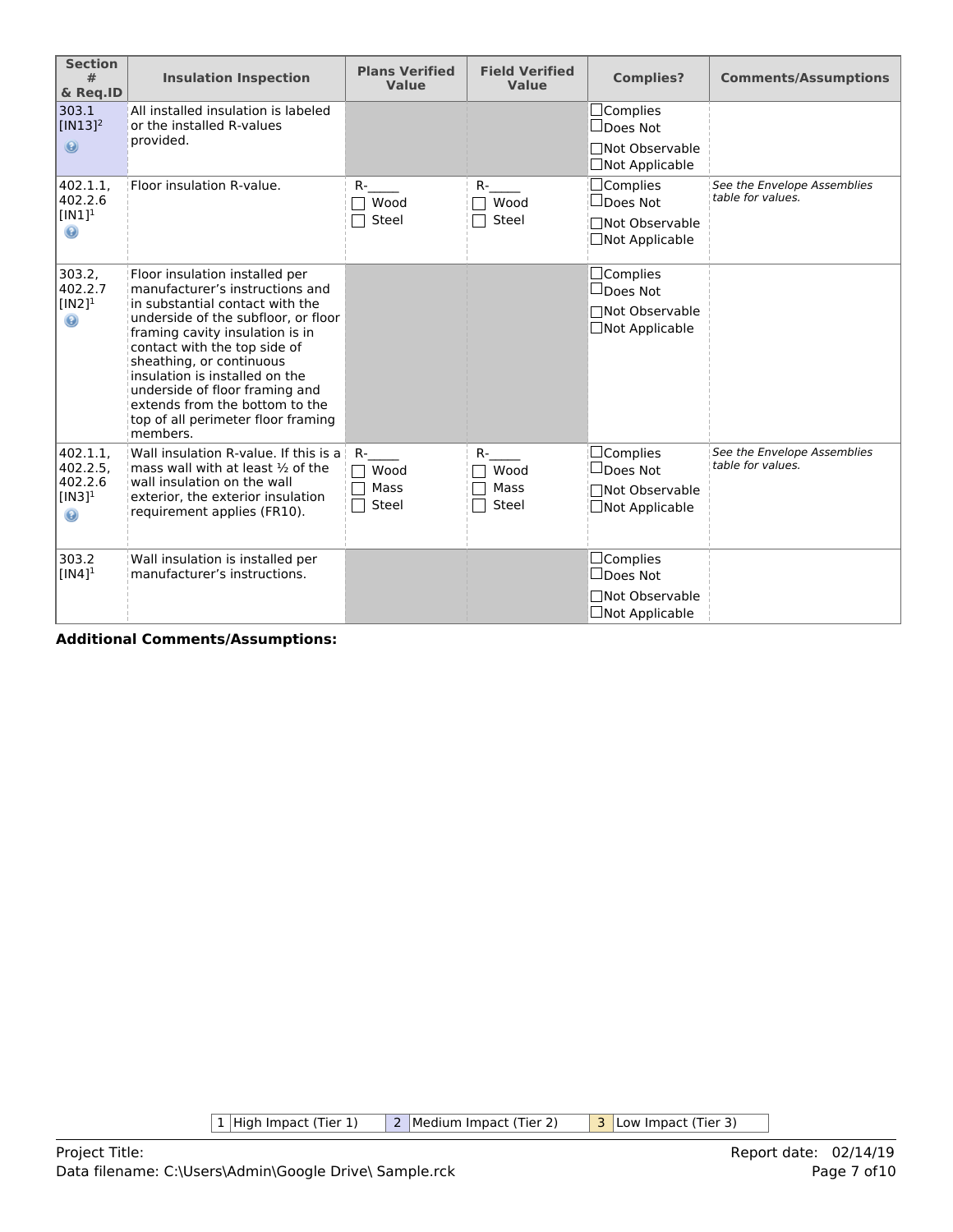| Section # & Req.ID | Insulation Inspection | Plans Verified Value | Field Verified Value | Complies? | Comments/Assumptions |
|---|---|---|---|---|---|
| 303.1 [IN13][2] | All installed insulation is labeled or the installed R-values provided. | | | ☐Complies ☐Does Not ☐Not Observable ☐Not Applicable | |
| 402.1.1, 402.2.6 [IN1][1] | Floor insulation R-value. | R-_____ ☐ Wood ☐ Steel | R-_____ ☐ Wood ☐ Steel | ☐Complies ☐Does Not ☐Not Observable ☐Not Applicable | *See the Envelope Assemblies table for values.* |
| 303.2, 402.2.7 [IN2][1] | Floor insulation installed per manufacturer's instructions and in substantial contact with the underside of the subfloor, or floor framing cavity insulation is in contact with the top side of sheathing, or continuous insulation is installed on the underside of floor framing and extends from the bottom to the top of all perimeter floor framing members. | | | ☐Complies ☐Does Not ☐Not Observable ☐Not Applicable | |
| 402.1.1, 402.2.5, 402.2.6 [IN3][1] | Wall insulation R-value. If this is a mass wall with at least ½ of the wall insulation on the wall exterior, the exterior insulation requirement applies (FR10). | R-_____ ☐ Wood ☐ Mass ☐ Steel | R-_____ ☐ Wood ☐ Mass ☐ Steel | ☐Complies ☐Does Not ☐Not Observable ☐Not Applicable | *See the Envelope Assemblies table for values.* |
| 303.2 [IN4][1] | Wall insulation is installed per manufacturer's instructions. | | | ☐Complies ☐Does Not ☐Not Observable ☐Not Applicable | |

**Additional Comments/Assumptions:**

| 1 | High Impact (Tier 1) | 2 | Medium Impact (Tier 2) | 3 | Low Impact (Tier 3) |
|---|---|---|---|---|---|

Project Title:
Data filename: C:\Users\Admin\Google Drive\ Sample.rck

Report date: 02/14/19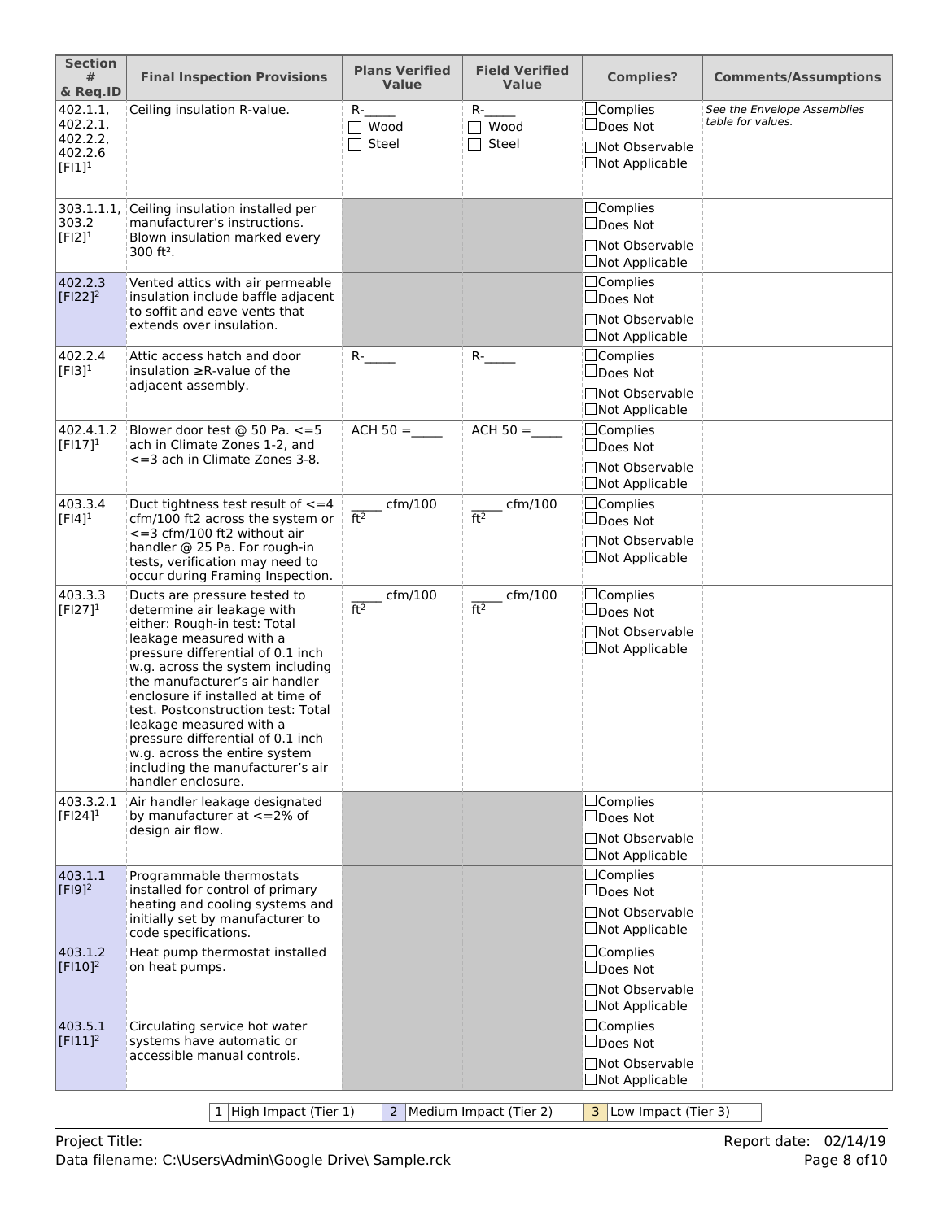| Section # & Req.ID | Final Inspection Provisions | Plans Verified Value | Field Verified Value | Complies? | Comments/Assumptions |
|---|---|---|---|---|---|
| 402.1.1, 402.2.1, 402.2.2, 402.2.6 [FI1][1] | Ceiling insulation R-value. | R-_____ ☐ Wood ☐ Steel | R-_____ ☐ Wood ☐ Steel | ☐Complies ☐Does Not ☐Not Observable ☐Not Applicable | *See the Envelope Assemblies table for values.* |
| 303.1.1.1, 303.2 [FI2][1] | Ceiling insulation installed per manufacturer's instructions. Blown insulation marked every 300 ft². | | | ☐Complies ☐Does Not ☐Not Observable ☐Not Applicable | |
| 402.2.3 [FI22][2] | Vented attics with air permeable insulation include baffle adjacent to soffit and eave vents that extends over insulation. | | | ☐Complies ☐Does Not ☐Not Observable ☐Not Applicable | |
| 402.2.4 [FI3][1] | Attic access hatch and door insulation ≥R-value of the adjacent assembly. | R-_____ | R-_____ | ☐Complies ☐Does Not ☐Not Observable ☐Not Applicable | |
| 402.4.1.2 [FI17][1] | Blower door test @ 50 Pa. <=5 ach in Climate Zones 1-2, and <=3 ach in Climate Zones 3-8. | ACH 50 =_____ | ACH 50 =_____ | ☐Complies ☐Does Not ☐Not Observable ☐Not Applicable | |
| 403.3.4 [FI4][1] | Duct tightness test result of <=4 cfm/100 ft2 across the system or <=3 cfm/100 ft2 without air handler @ 25 Pa. For rough-in tests, verification may need to occur during Framing Inspection. | _____ cfm/100 ft² | _____ cfm/100 ft² | ☐Complies ☐Does Not ☐Not Observable ☐Not Applicable | |
| 403.3.3 [FI27][1] | Ducts are pressure tested to determine air leakage with either: Rough-in test: Total leakage measured with a pressure differential of 0.1 inch w.g. across the system including the manufacturer's air handler enclosure if installed at time of test. Postconstruction test: Total leakage measured with a pressure differential of 0.1 inch w.g. across the entire system including the manufacturer's air handler enclosure. | _____ cfm/100 ft² | _____ cfm/100 ft² | ☐Complies ☐Does Not ☐Not Observable ☐Not Applicable | |
| 403.3.2.1 [FI24][1] | Air handler leakage designated by manufacturer at <=2% of design air flow. | | | ☐Complies ☐Does Not ☐Not Observable ☐Not Applicable | |
| 403.1.1 [FI9][2] | Programmable thermostats installed for control of primary heating and cooling systems and initially set by manufacturer to code specifications. | | | ☐Complies ☐Does Not ☐Not Observable ☐Not Applicable | |
| 403.1.2 [FI10][2] | Heat pump thermostat installed on heat pumps. | | | ☐Complies ☐Does Not ☐Not Observable ☐Not Applicable | |
| 403.5.1 [FI11][2] | Circulating service hot water systems have automatic or accessible manual controls. | | | ☐Complies ☐Does Not ☐Not Observable ☐Not Applicable | |

| 1 | High Impact (Tier 1) | 2 | Medium Impact (Tier 2) | 3 | Low Impact (Tier 3) |
|---|---|---|---|---|---|

Project Title:
Data filename: C:\Users\Admin\Google Drive\ Sample.rck

Report date: 02/14/19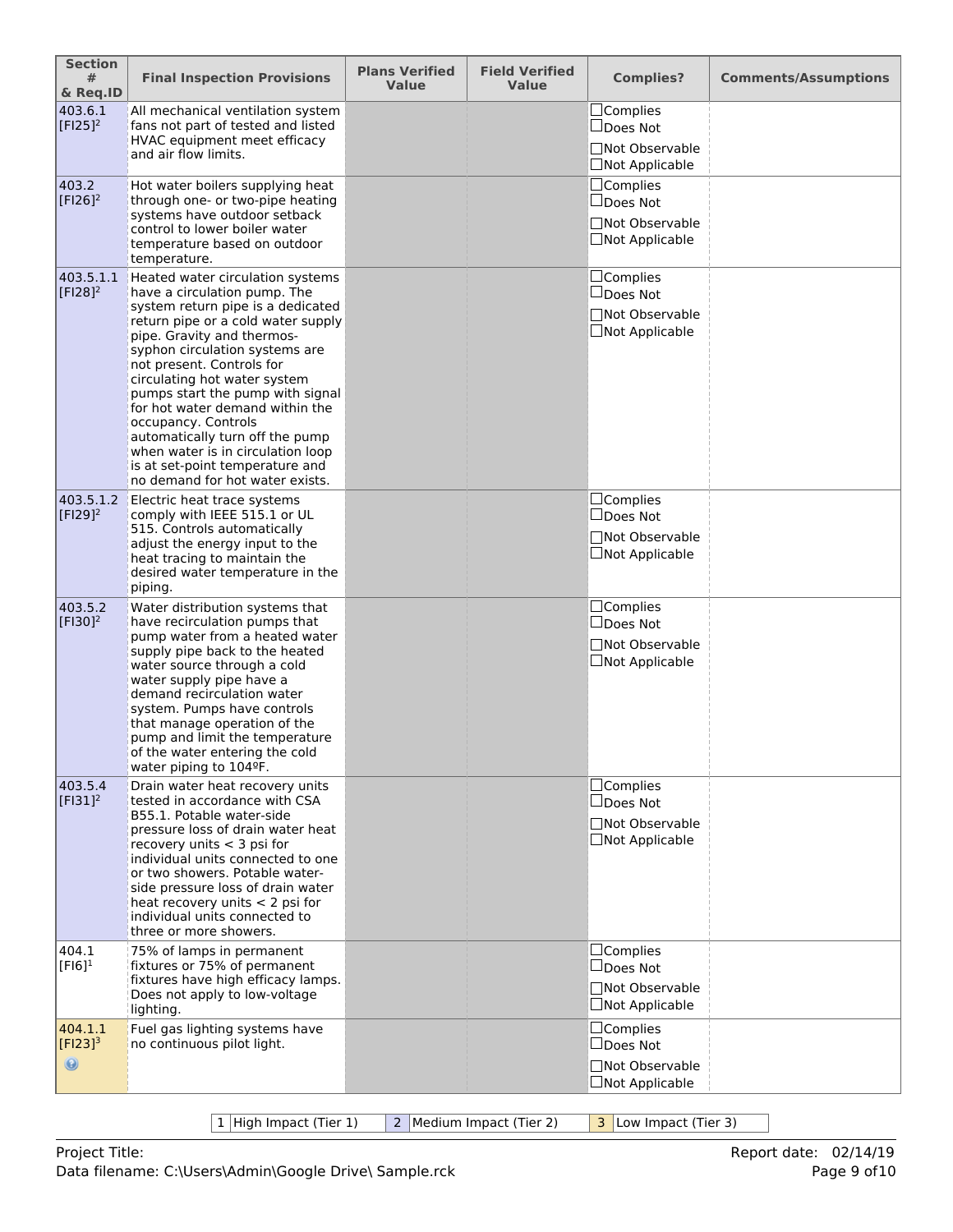| Section # & Req.ID | Final Inspection Provisions | Plans Verified Value | Field Verified Value | Complies? | Comments/Assumptions |
|---|---|---|---|---|---|
| 403.6.1 [FI25][2] | All mechanical ventilation system fans not part of tested and listed HVAC equipment meet efficacy and air flow limits. | | | ☐Complies ☐Does Not ☐Not Observable ☐Not Applicable | |
| 403.2 [FI26][2] | Hot water boilers supplying heat through one- or two-pipe heating systems have outdoor setback control to lower boiler water temperature based on outdoor temperature. | | | ☐Complies ☐Does Not ☐Not Observable ☐Not Applicable | |
| 403.5.1.1 [FI28][2] | Heated water circulation systems have a circulation pump. The system return pipe is a dedicated return pipe or a cold water supply pipe. Gravity and thermos-syphon circulation systems are not present. Controls for circulating hot water system pumps start the pump with signal for hot water demand within the occupancy. Controls automatically turn off the pump when water is in circulation loop is at set-point temperature and no demand for hot water exists. | | | ☐Complies ☐Does Not ☐Not Observable ☐Not Applicable | |
| 403.5.1.2 [FI29][2] | Electric heat trace systems comply with IEEE 515.1 or UL 515. Controls automatically adjust the energy input to the heat tracing to maintain the desired water temperature in the piping. | | | ☐Complies ☐Does Not ☐Not Observable ☐Not Applicable | |
| 403.5.2 [FI30][2] | Water distribution systems that have recirculation pumps that pump water from a heated water supply pipe back to the heated water source through a cold water supply pipe have a demand recirculation water system. Pumps have controls that manage operation of the pump and limit the temperature of the water entering the cold water piping to 104ºF. | | | ☐Complies ☐Does Not ☐Not Observable ☐Not Applicable | |
| 403.5.4 [FI31][2] | Drain water heat recovery units tested in accordance with CSA B55.1. Potable water-side pressure loss of drain water heat recovery units < 3 psi for individual units connected to one or two showers. Potable water-side pressure loss of drain water heat recovery units < 2 psi for individual units connected to three or more showers. | | | ☐Complies ☐Does Not ☐Not Observable ☐Not Applicable | |
| 404.1 [FI6][1] | 75% of lamps in permanent fixtures or 75% of permanent fixtures have high efficacy lamps. Does not apply to low-voltage lighting. | | | ☐Complies ☐Does Not ☐Not Observable ☐Not Applicable | |
| 404.1.1 [FI23][3] | Fuel gas lighting systems have no continuous pilot light. | | | ☐Complies ☐Does Not ☐Not Observable ☐Not Applicable | |

| 1 | High Impact (Tier 1) | 2 | Medium Impact (Tier 2) | 3 | Low Impact (Tier 3) |
|---|---|---|---|---|---|

Project Title:

Data filename: C:\Users\Admin\Google Drive\ Sample.rck

Report date: 02/14/19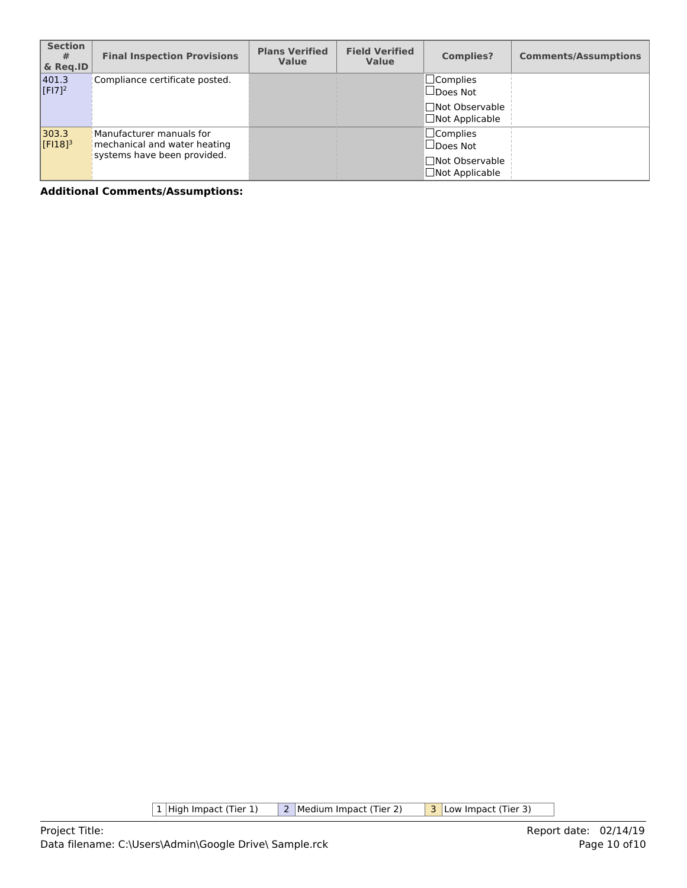| Section # & Req.ID | Final Inspection Provisions | Plans Verified Value | Field Verified Value | Complies? | Comments/Assumptions |
|---|---|---|---|---|---|
| 401.3 [FI7][2] | Compliance certificate posted. | | | ☐Complies ☐Does Not ☐Not Observable ☐Not Applicable | |
| 303.3 [FI18][3] | Manufacturer manuals for mechanical and water heating systems have been provided. | | | ☐Complies ☐Does Not ☐Not Observable ☐Not Applicable | |

**Additional Comments/Assumptions:**

| 1 | High Impact (Tier 1) | 2 | Medium Impact (Tier 2) | 3 | Low Impact (Tier 3) |
|---|---|---|---|---|---|

Project Title:
Data filename: C:\Users\Admin\Google Drive\ Sample.rck

Report date: 02/14/19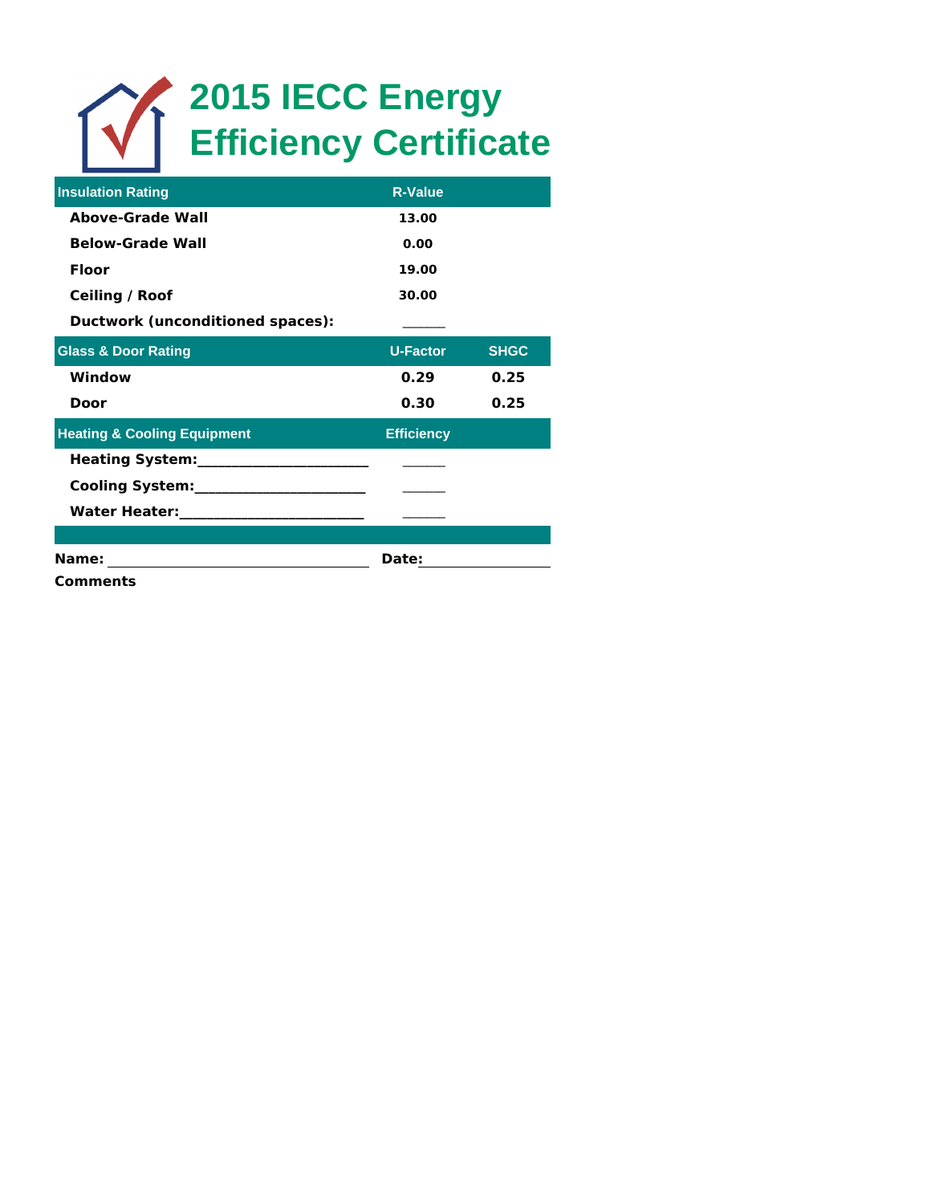# 2015 IECC Energy Efficiency Certificate

| Insulation Rating | R-Value | |
|---|---|---|
| **Above-Grade Wall** | **13.00** | |
| **Below-Grade Wall** | **0.00** | |
| **Floor** | **19.00** | |
| **Ceiling / Roof** | **30.00** | |
| **Ductwork (unconditioned spaces):** | _____ | |
| **Glass & Door Rating** | **U-Factor** | **SHGC** |
| **Window** | **0.29** | **0.25** |
| **Door** | **0.30** | **0.25** |
| **Heating & Cooling Equipment** | **Efficiency** | |
| **Heating System:**_____________________ | _____ | |
| **Cooling System:**_____________________ | _____ | |
| **Water Heater:**_______________________ | _____ | |

**Name:** ______________________________ **Date:** _______________

**Comments**